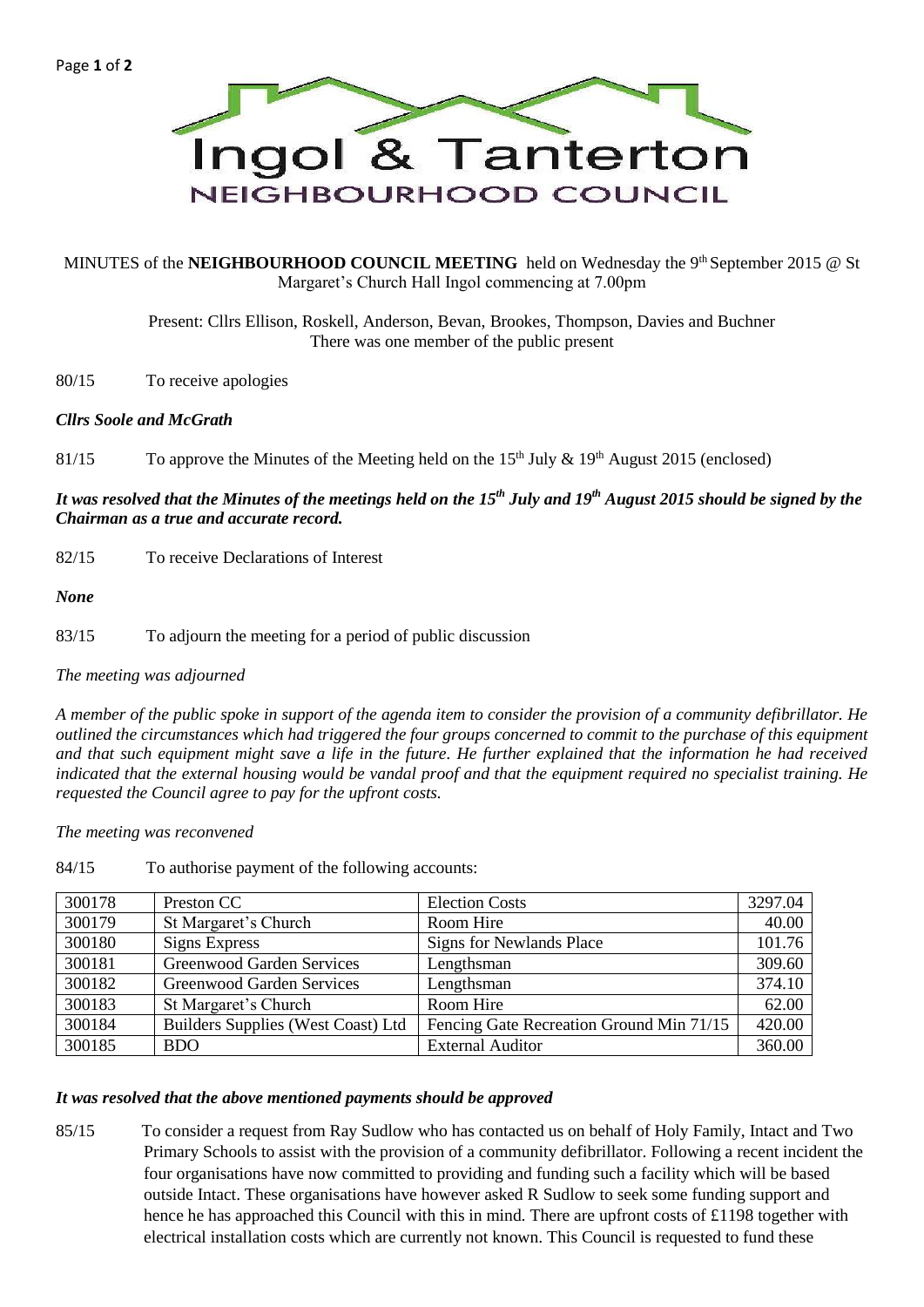# Ingol & Tanterton

## NEIGHBOURHOOD COUNCIL

MINUTES of the **NEIGHBOURHOOD COUNCIL MEETING** held on Wednesday the 9th September 2015 @ St Margaret's Church Hall Ingol commencing at 7.00pm

Present: Cllrs Ellison, Roskell, Anderson, Bevan, Brookes, Thompson, Davies and Buchner
There was one member of the public present

80/15 To receive apologies

***Cllrs Soole and McGrath***

81/15 To approve the Minutes of the Meeting held on the 15th July & 19th August 2015 (enclosed)

***It was resolved that the Minutes of the meetings held on the 15th July and 19th August 2015 should be signed by the Chairman as a true and accurate record.***

82/15 To receive Declarations of Interest

***None***

83/15 To adjourn the meeting for a period of public discussion

*The meeting was adjourned*

*A member of the public spoke in support of the agenda item to consider the provision of a community defibrillator. He outlined the circumstances which had triggered the four groups concerned to commit to the purchase of this equipment and that such equipment might save a life in the future. He further explained that the information he had received indicated that the external housing would be vandal proof and that the equipment required no specialist training. He requested the Council agree to pay for the upfront costs.*

*The meeting was reconvened*

84/15 To authorise payment of the following accounts:

| 300178 | Preston CC | Election Costs | 3297.04 |
|---|---|---|---|
| 300179 | St Margaret's Church | Room Hire | 40.00 |
| 300180 | Signs Express | Signs for Newlands Place | 101.76 |
| 300181 | Greenwood Garden Services | Lengthsman | 309.60 |
| 300182 | Greenwood Garden Services | Lengthsman | 374.10 |
| 300183 | St Margaret's Church | Room Hire | 62.00 |
| 300184 | Builders Supplies (West Coast) Ltd | Fencing Gate Recreation Ground Min 71/15 | 420.00 |
| 300185 | BDO | External Auditor | 360.00 |

***It was resolved that the above mentioned payments should be approved***

85/15 To consider a request from Ray Sudlow who has contacted us on behalf of Holy Family, Intact and Two Primary Schools to assist with the provision of a community defibrillator. Following a recent incident the four organisations have now committed to providing and funding such a facility which will be based outside Intact. These organisations have however asked R Sudlow to seek some funding support and hence he has approached this Council with this in mind. There are upfront costs of £1198 together with electrical installation costs which are currently not known. This Council is requested to fund these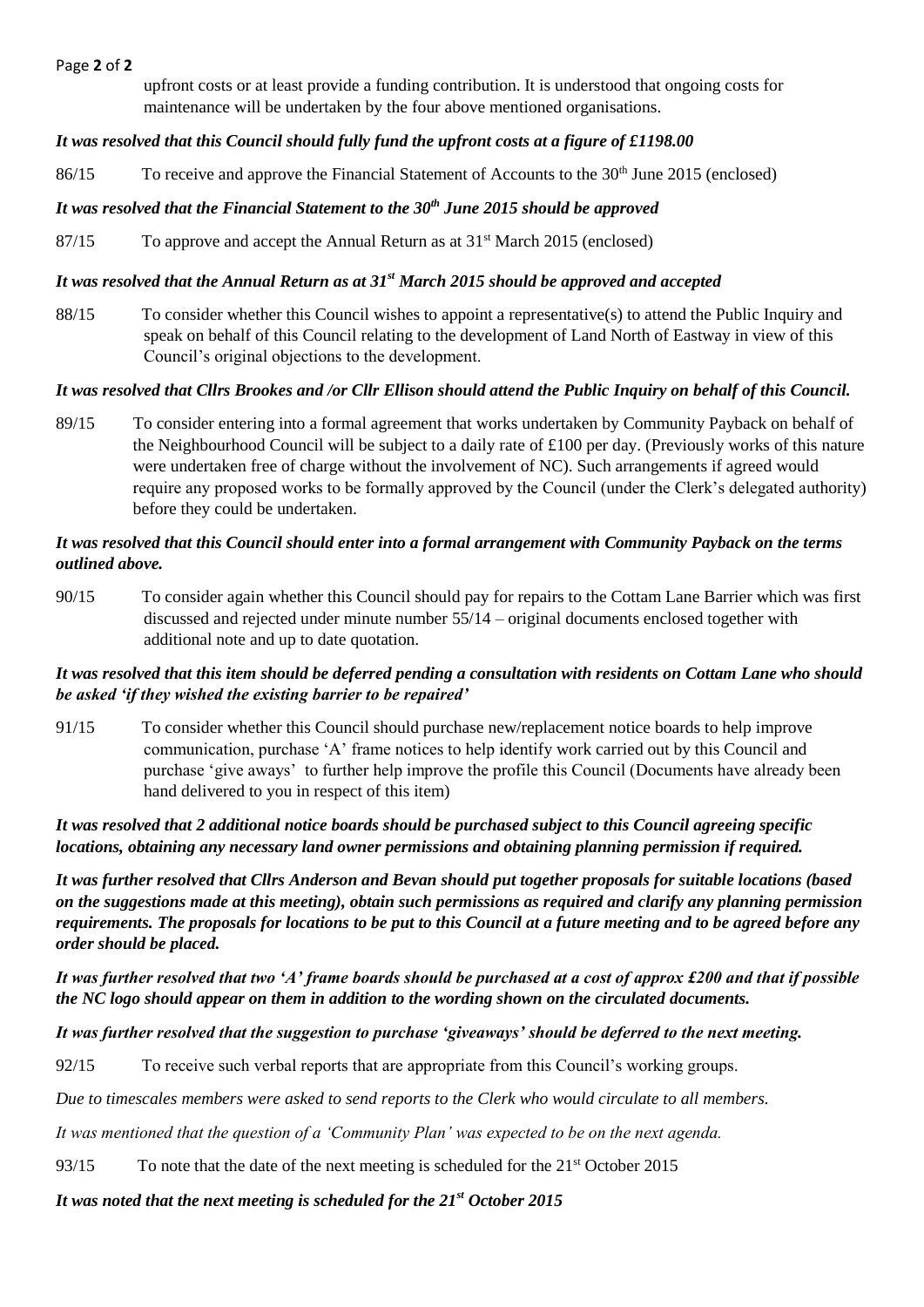upfront costs or at least provide a funding contribution. It is understood that ongoing costs for maintenance will be undertaken by the four above mentioned organisations.

***It was resolved that this Council should fully fund the upfront costs at a figure of £1198.00***

86/15 To receive and approve the Financial Statement of Accounts to the 30th June 2015 (enclosed)

***It was resolved that the Financial Statement to the 30th June 2015 should be approved***

87/15 To approve and accept the Annual Return as at 31st March 2015 (enclosed)

***It was resolved that the Annual Return as at 31st March 2015 should be approved and accepted***

88/15 To consider whether this Council wishes to appoint a representative(s) to attend the Public Inquiry and speak on behalf of this Council relating to the development of Land North of Eastway in view of this Council's original objections to the development.

***It was resolved that Cllrs Brookes and /or Cllr Ellison should attend the Public Inquiry on behalf of this Council.***

89/15 To consider entering into a formal agreement that works undertaken by Community Payback on behalf of the Neighbourhood Council will be subject to a daily rate of £100 per day. (Previously works of this nature were undertaken free of charge without the involvement of NC). Such arrangements if agreed would require any proposed works to be formally approved by the Council (under the Clerk's delegated authority) before they could be undertaken.

***It was resolved that this Council should enter into a formal arrangement with Community Payback on the terms outlined above.***

90/15 To consider again whether this Council should pay for repairs to the Cottam Lane Barrier which was first discussed and rejected under minute number 55/14 – original documents enclosed together with additional note and up to date quotation.

***It was resolved that this item should be deferred pending a consultation with residents on Cottam Lane who should be asked 'if they wished the existing barrier to be repaired'***

91/15 To consider whether this Council should purchase new/replacement notice boards to help improve communication, purchase 'A' frame notices to help identify work carried out by this Council and purchase 'give aways' to further help improve the profile this Council (Documents have already been hand delivered to you in respect of this item)

***It was resolved that 2 additional notice boards should be purchased subject to this Council agreeing specific locations, obtaining any necessary land owner permissions and obtaining planning permission if required.***

***It was further resolved that Cllrs Anderson and Bevan should put together proposals for suitable locations (based on the suggestions made at this meeting), obtain such permissions as required and clarify any planning permission requirements. The proposals for locations to be put to this Council at a future meeting and to be agreed before any order should be placed.***

***It was further resolved that two 'A' frame boards should be purchased at a cost of approx £200 and that if possible the NC logo should appear on them in addition to the wording shown on the circulated documents.***

***It was further resolved that the suggestion to purchase 'giveaways' should be deferred to the next meeting.***

92/15 To receive such verbal reports that are appropriate from this Council's working groups.

*Due to timescales members were asked to send reports to the Clerk who would circulate to all members.*

*It was mentioned that the question of a 'Community Plan' was expected to be on the next agenda.*

93/15 To note that the date of the next meeting is scheduled for the 21st October 2015

***It was noted that the next meeting is scheduled for the 21st October 2015***